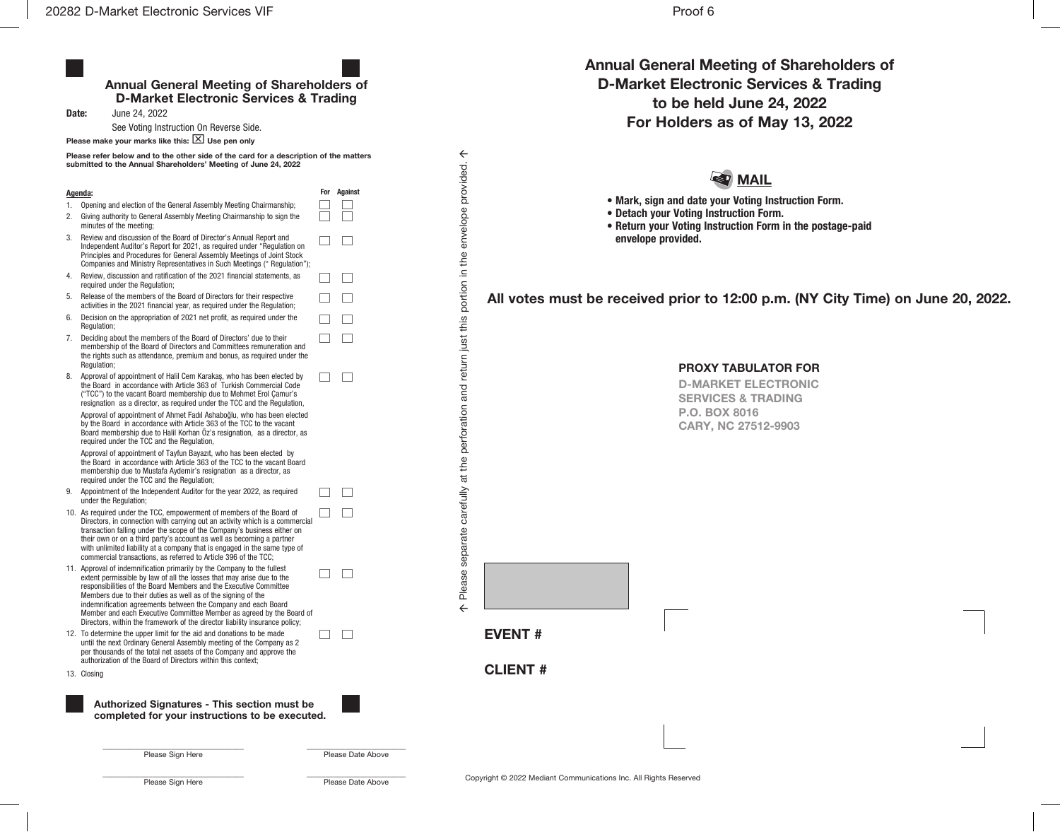## Annual General Meeting of Shareholders of D-Market Electronic Services & Trading

**Date:** June 24, 2022

See Voting Instruction On Reverse Side.

**Please make your marks like this: ☒ Use pen only**

**Please refer below and to the other side of the card for a description of the matters submitted to the Annual Shareholders' Meeting of June 24, 2022**

| Agenda: | For | Against |
|---|---|---|
| 1. Opening and election of the General Assembly Meeting Chairmanship; | ☐ | ☐ |
| 2. Giving authority to General Assembly Meeting Chairmanship to sign the minutes of the meeting; | ☐ | ☐ |
| 3. Review and discussion of the Board of Director's Annual Report and Independent Auditor's Report for 2021, as required under "Regulation on Principles and Procedures for General Assembly Meetings of Joint Stock Companies and Ministry Representatives in Such Meetings (" Regulation"); | ☐ | ☐ |
| 4. Review, discussion and ratification of the 2021 financial statements, as required under the Regulation; | ☐ | ☐ |
| 5. Release of the members of the Board of Directors for their respective activities in the 2021 financial year, as required under the Regulation; | ☐ | ☐ |
| 6. Decision on the appropriation of 2021 net profit, as required under the Regulation; | ☐ | ☐ |
| 7. Deciding about the members of the Board of Directors' due to their membership of the Board of Directors and Committees remuneration and the rights such as attendance, premium and bonus, as required under the Regulation; | ☐ | ☐ |
| 8. Approval of appointment of Halil Cem Karakaş, who has been elected by the Board in accordance with Article 363 of Turkish Commercial Code ("TCC") to the vacant Board membership due to Mehmet Erol Çamur's resignation as a director, as required under the TCC and the Regulation, Approval of appointment of Ahmet Fadıl Ashaboğlu, who has been elected by the Board in accordance with Article 363 of the TCC to the vacant Board membership due to Halil Korhan Öz's resignation, as a director, as required under the TCC and the Regulation, Approval of appointment of Tayfun Bayazıt, who has been elected by the Board in accordance with Article 363 of the TCC to the vacant Board membership due to Mustafa Aydemir's resignation as a director, as required under the TCC and the Regulation; | ☐ | ☐ |
| 9. Appointment of the Independent Auditor for the year 2022, as required under the Regulation; | ☐ | ☐ |
| 10. As required under the TCC, empowerment of members of the Board of Directors, in connection with carrying out an activity which is a commercial transaction falling under the scope of the Company's business either on their own or on a third party's account as well as becoming a partner with unlimited liability at a company that is engaged in the same type of commercial transactions, as referred to Article 396 of the TCC; | ☐ | ☐ |
| 11. Approval of indemnification primarily by the Company to the fullest extent permissible by law of all the losses that may arise due to the responsibilities of the Board Members and the Executive Committee Members due to their duties as well as of the signing of the indemnification agreements between the Company and each Board Member and each Executive Committee Member as agreed by the Board of Directors, within the framework of the director liability insurance policy; | ☐ | ☐ |
| 12. To determine the upper limit for the aid and donations to be made until the next Ordinary General Assembly meeting of the Company as 2 per thousands of the total net assets of the Company and approve the authorization of the Board of Directors within this context; | ☐ | ☐ |
| 13. Closing | | |

**Authorized Signatures - This section must be completed for your instructions to be executed.**

Please Sign Here ______________ Please Date Above ______________

Please Sign Here ______________ Please Date Above ______________

← Please separate carefully at the perforation and return just this portion in the envelope provided. ←

## Annual General Meeting of Shareholders of D-Market Electronic Services & Trading to be held June 24, 2022 For Holders as of May 13, 2022

### MAIL

- **Mark, sign and date your Voting Instruction Form.**
- **Detach your Voting Instruction Form.**
- **Return your Voting Instruction Form in the postage-paid envelope provided.**

**All votes must be received prior to 12:00 p.m. (NY City Time) on June 20, 2022.**

**PROXY TABULATOR FOR**
**D-MARKET ELECTRONIC SERVICES & TRADING**
**P.O. BOX 8016**
**CARY, NC 27512-9903**

**EVENT #**

**CLIENT #**

Copyright © 2022 Mediant Communications Inc. All Rights Reserved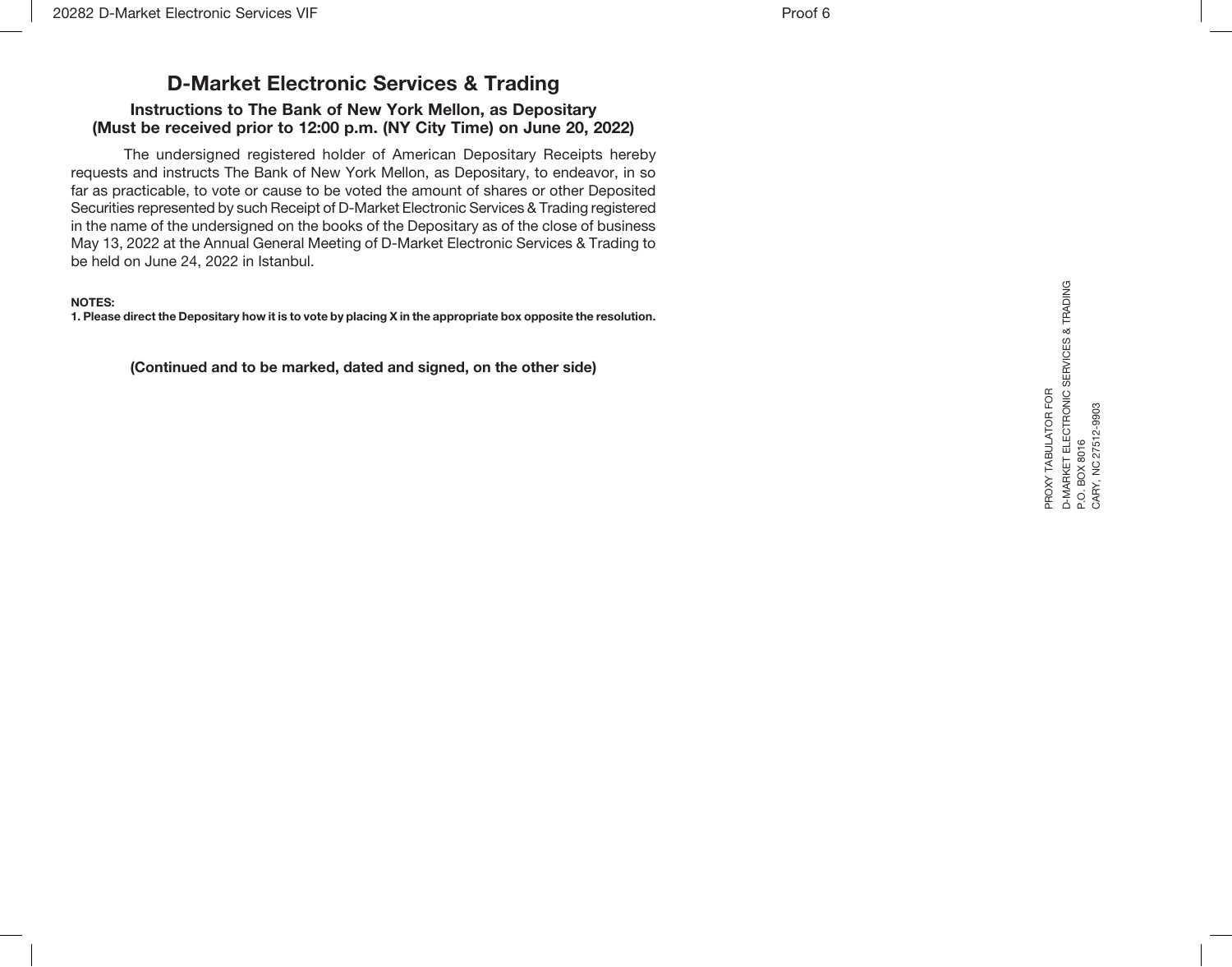# D-Market Electronic Services & Trading

**Instructions to The Bank of New York Mellon, as Depositary**
**(Must be received prior to 12:00 p.m. (NY City Time) on June 20, 2022)**

The undersigned registered holder of American Depositary Receipts hereby requests and instructs The Bank of New York Mellon, as Depositary, to endeavor, in so far as practicable, to vote or cause to be voted the amount of shares or other Deposited Securities represented by such Receipt of D-Market Electronic Services & Trading registered in the name of the undersigned on the books of the Depositary as of the close of business May 13, 2022 at the Annual General Meeting of D-Market Electronic Services & Trading to be held on June 24, 2022 in Istanbul.

**NOTES:**
**1. Please direct the Depositary how it is to vote by placing X in the appropriate box opposite the resolution.**

**(Continued and to be marked, dated and signed, on the other side)**

PROXY TABULATOR FOR
D-MARKET ELECTRONIC SERVICES & TRADING
P.O. BOX 8016
CARY, NC 27512-9903